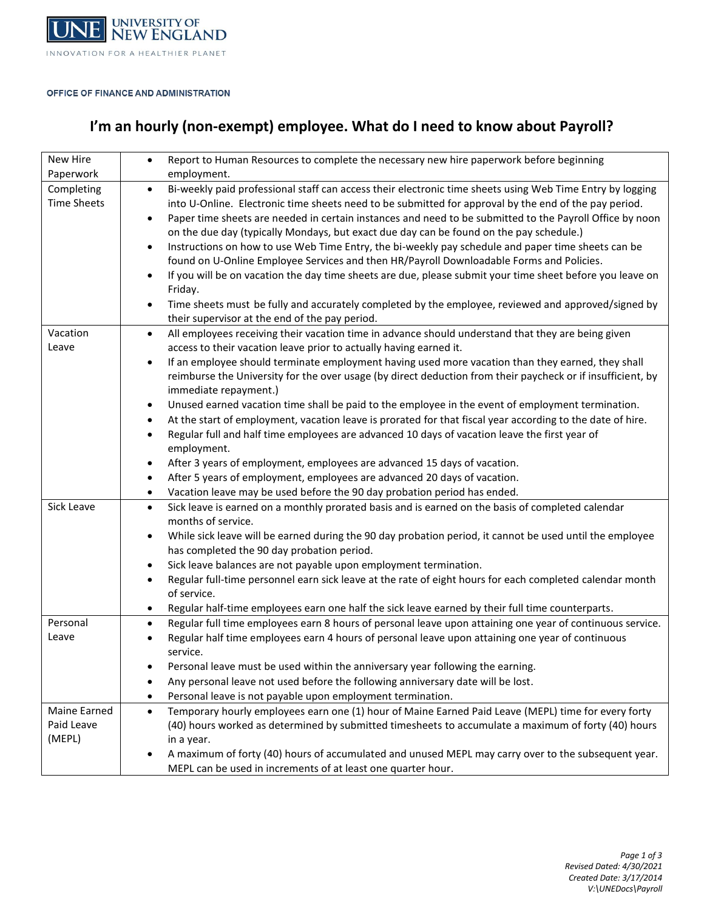UNE UNIVERSITY OF NEW ENGLAND

INNOVATION FOR A HEALTHIER PLANET

OFFICE OF FINANCE AND ADMINISTRATION

# I'm an hourly (non-exempt) employee. What do I need to know about Payroll?

| | |
|---|---|
| New Hire Paperwork | • Report to Human Resources to complete the necessary new hire paperwork before beginning employment. |
| Completing Time Sheets | • Bi-weekly paid professional staff can access their electronic time sheets using Web Time Entry by logging into U-Online. Electronic time sheets need to be submitted for approval by the end of the pay period.<br>• Paper time sheets are needed in certain instances and need to be submitted to the Payroll Office by noon on the due day (typically Mondays, but exact due day can be found on the pay schedule.)<br>• Instructions on how to use Web Time Entry, the bi-weekly pay schedule and paper time sheets can be found on U-Online Employee Services and then HR/Payroll Downloadable Forms and Policies.<br>• If you will be on vacation the day time sheets are due, please submit your time sheet before you leave on Friday.<br>• Time sheets must be fully and accurately completed by the employee, reviewed and approved/signed by their supervisor at the end of the pay period. |
| Vacation Leave | • All employees receiving their vacation time in advance should understand that they are being given access to their vacation leave prior to actually having earned it.<br>• If an employee should terminate employment having used more vacation than they earned, they shall reimburse the University for the over usage (by direct deduction from their paycheck or if insufficient, by immediate repayment.)<br>• Unused earned vacation time shall be paid to the employee in the event of employment termination.<br>• At the start of employment, vacation leave is prorated for that fiscal year according to the date of hire.<br>• Regular full and half time employees are advanced 10 days of vacation leave the first year of employment.<br>• After 3 years of employment, employees are advanced 15 days of vacation.<br>• After 5 years of employment, employees are advanced 20 days of vacation.<br>• Vacation leave may be used before the 90 day probation period has ended. |
| Sick Leave | • Sick leave is earned on a monthly prorated basis and is earned on the basis of completed calendar months of service.<br>• While sick leave will be earned during the 90 day probation period, it cannot be used until the employee has completed the 90 day probation period.<br>• Sick leave balances are not payable upon employment termination.<br>• Regular full-time personnel earn sick leave at the rate of eight hours for each completed calendar month of service.<br>• Regular half-time employees earn one half the sick leave earned by their full time counterparts. |
| Personal Leave | • Regular full time employees earn 8 hours of personal leave upon attaining one year of continuous service.<br>• Regular half time employees earn 4 hours of personal leave upon attaining one year of continuous service.<br>• Personal leave must be used within the anniversary year following the earning.<br>• Any personal leave not used before the following anniversary date will be lost.<br>• Personal leave is not payable upon employment termination. |
| Maine Earned Paid Leave (MEPL) | • Temporary hourly employees earn one (1) hour of Maine Earned Paid Leave (MEPL) time for every forty (40) hours worked as determined by submitted timesheets to accumulate a maximum of forty (40) hours in a year.<br>• A maximum of forty (40) hours of accumulated and unused MEPL may carry over to the subsequent year. MEPL can be used in increments of at least one quarter hour. |

*Revised Dated: 4/30/2021*
*Created Date: 3/17/2014*
*V:\UNEDocs\Payroll*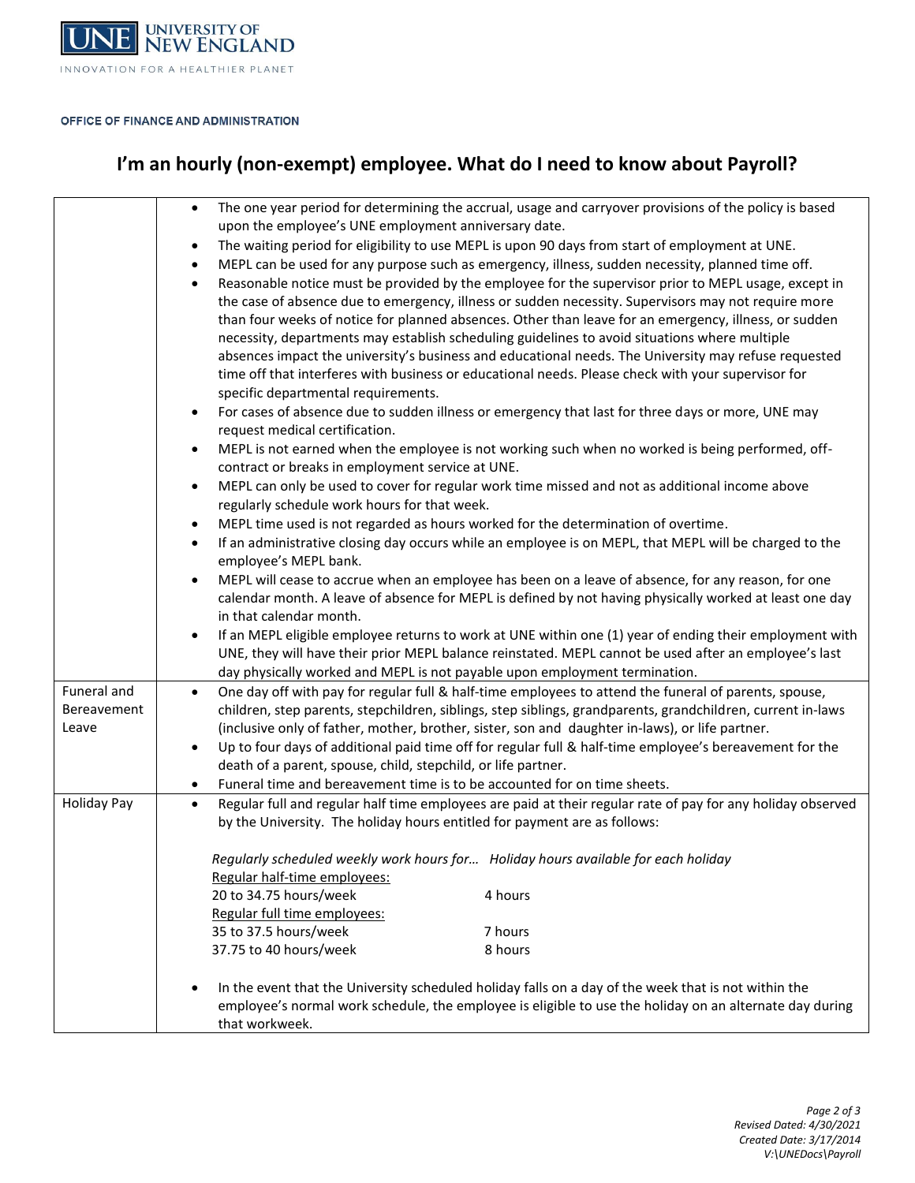OFFICE OF FINANCE AND ADMINISTRATION

# I'm an hourly (non-exempt) employee. What do I need to know about Payroll?

| | |
|---|---|
| | • The one year period for determining the accrual, usage and carryover provisions of the policy is based upon the employee's UNE employment anniversary date.<br>• The waiting period for eligibility to use MEPL is upon 90 days from start of employment at UNE.<br>• MEPL can be used for any purpose such as emergency, illness, sudden necessity, planned time off.<br>• Reasonable notice must be provided by the employee for the supervisor prior to MEPL usage, except in the case of absence due to emergency, illness or sudden necessity. Supervisors may not require more than four weeks of notice for planned absences. Other than leave for an emergency, illness, or sudden necessity, departments may establish scheduling guidelines to avoid situations where multiple absences impact the university's business and educational needs. The University may refuse requested time off that interferes with business or educational needs. Please check with your supervisor for specific departmental requirements.<br>• For cases of absence due to sudden illness or emergency that last for three days or more, UNE may request medical certification.<br>• MEPL is not earned when the employee is not working such when no worked is being performed, off-contract or breaks in employment service at UNE.<br>• MEPL can only be used to cover for regular work time missed and not as additional income above regularly schedule work hours for that week.<br>• MEPL time used is not regarded as hours worked for the determination of overtime.<br>• If an administrative closing day occurs while an employee is on MEPL, that MEPL will be charged to the employee's MEPL bank.<br>• MEPL will cease to accrue when an employee has been on a leave of absence, for any reason, for one calendar month. A leave of absence for MEPL is defined by not having physically worked at least one day in that calendar month.<br>• If an MEPL eligible employee returns to work at UNE within one (1) year of ending their employment with UNE, they will have their prior MEPL balance reinstated. MEPL cannot be used after an employee's last day physically worked and MEPL is not payable upon employment termination. |
| Funeral and Bereavement Leave | • One day off with pay for regular full & half-time employees to attend the funeral of parents, spouse, children, step parents, stepchildren, siblings, step siblings, grandparents, grandchildren, current in-laws (inclusive only of father, mother, brother, sister, son and daughter in-laws), or life partner.<br>• Up to four days of additional paid time off for regular full & half-time employee's bereavement for the death of a parent, spouse, child, stepchild, or life partner.<br>• Funeral time and bereavement time is to be accounted for on time sheets. |
| Holiday Pay | • Regular full and regular half time employees are paid at their regular rate of pay for any holiday observed by the University. The holiday hours entitled for payment are as follows:<br><br>*Regularly scheduled weekly work hours for...* *Holiday hours available for each holiday*<br><u>Regular half-time employees:</u><br>20 to 34.75 hours/week — 4 hours<br><u>Regular full time employees:</u><br>35 to 37.5 hours/week — 7 hours<br>37.75 to 40 hours/week — 8 hours<br><br>• In the event that the University scheduled holiday falls on a day of the week that is not within the employee's normal work schedule, the employee is eligible to use the holiday on an alternate day during that workweek. |

*Revised Dated: 4/30/2021*
*Created Date: 3/17/2014*
*V:\UNEDocs\Payroll*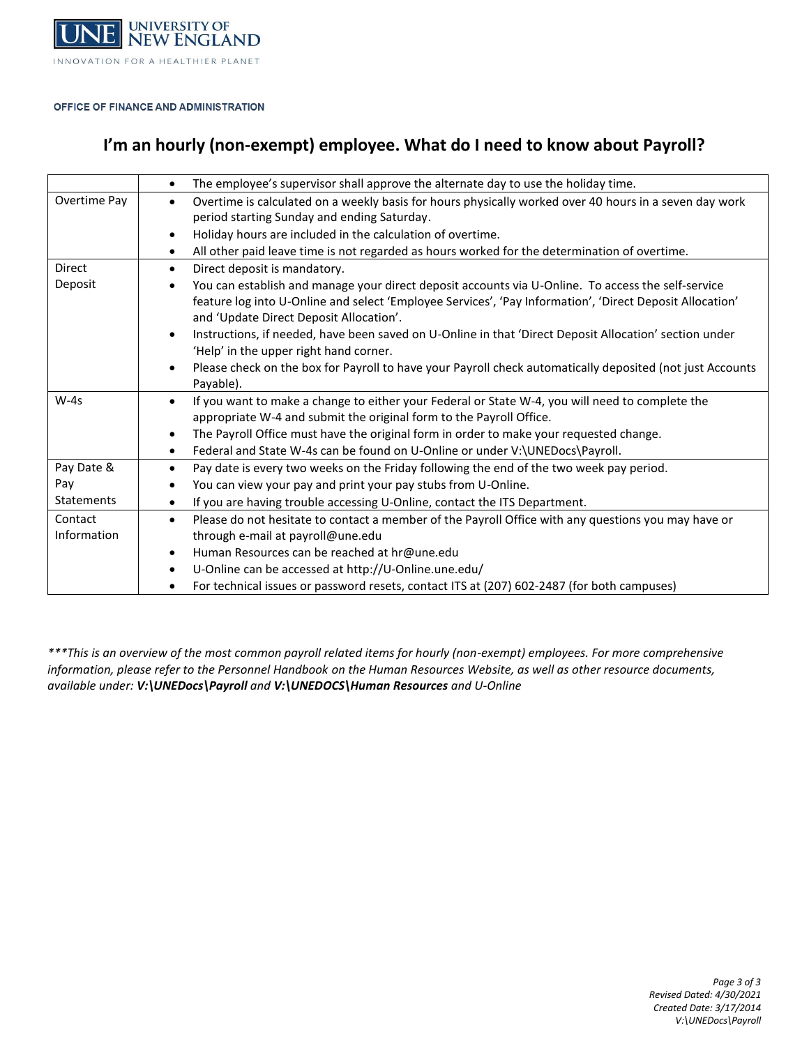UNIVERSITY OF NEW ENGLAND

INNOVATION FOR A HEALTHIER PLANET

OFFICE OF FINANCE AND ADMINISTRATION

# I'm an hourly (non-exempt) employee. What do I need to know about Payroll?

| | |
|---|---|
| | • The employee's supervisor shall approve the alternate day to use the holiday time. |
| Overtime Pay | • Overtime is calculated on a weekly basis for hours physically worked over 40 hours in a seven day work period starting Sunday and ending Saturday.<br>• Holiday hours are included in the calculation of overtime.<br>• All other paid leave time is not regarded as hours worked for the determination of overtime. |
| Direct Deposit | • Direct deposit is mandatory.<br>• You can establish and manage your direct deposit accounts via U-Online. To access the self-service feature log into U-Online and select 'Employee Services', 'Pay Information', 'Direct Deposit Allocation' and 'Update Direct Deposit Allocation'.<br>• Instructions, if needed, have been saved on U-Online in that 'Direct Deposit Allocation' section under 'Help' in the upper right hand corner.<br>• Please check on the box for Payroll to have your Payroll check automatically deposited (not just Accounts Payable). |
| W-4s | • If you want to make a change to either your Federal or State W-4, you will need to complete the appropriate W-4 and submit the original form to the Payroll Office.<br>• The Payroll Office must have the original form in order to make your requested change.<br>• Federal and State W-4s can be found on U-Online or under V:\UNEDocs\Payroll. |
| Pay Date & Pay Statements | • Pay date is every two weeks on the Friday following the end of the two week pay period.<br>• You can view your pay and print your pay stubs from U-Online.<br>• If you are having trouble accessing U-Online, contact the ITS Department. |
| Contact Information | • Please do not hesitate to contact a member of the Payroll Office with any questions you may have or through e-mail at payroll@une.edu<br>• Human Resources can be reached at hr@une.edu<br>• U-Online can be accessed at http://U-Online.une.edu/<br>• For technical issues or password resets, contact ITS at (207) 602-2487 (for both campuses) |

****This is an overview of the most common payroll related items for hourly (non-exempt) employees. For more comprehensive information, please refer to the Personnel Handbook on the Human Resources Website, as well as other resource documents, available under: **V:\UNEDocs\Payroll** and **V:\UNEDOCS\Human Resources** and U-Online*

*Revised Dated: 4/30/2021*
*Created Date: 3/17/2014*
*V:\UNEDocs\Payroll*